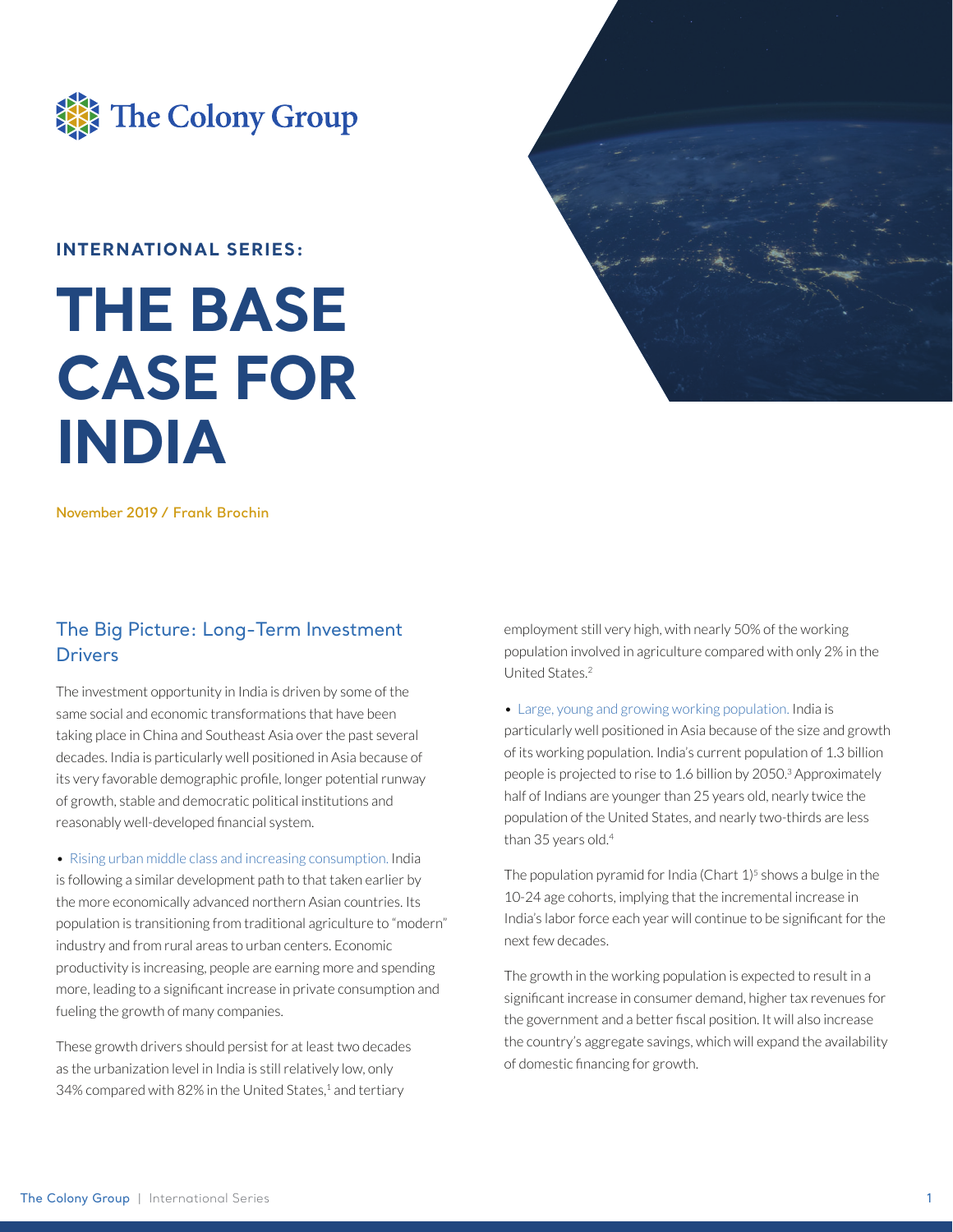**INTERNATIONAL SERIES:**

# THE BASE CASE FOR INDIA

November 2019 / Frank Brochin

## The Big Picture: Long-Term Investment Drivers

The investment opportunity in India is driven by some of the same social and economic transformations that have been taking place in China and Southeast Asia over the past several decades. India is particularly well positioned in Asia because of its very favorable demographic profile, longer potential runway of growth, stable and democratic political institutions and reasonably well-developed financial system.

- Rising urban middle class and increasing consumption. India is following a similar development path to that taken earlier by the more economically advanced northern Asian countries. Its population is transitioning from traditional agriculture to "modern" industry and from rural areas to urban centers. Economic productivity is increasing, people are earning more and spending more, leading to a significant increase in private consumption and fueling the growth of many companies.

These growth drivers should persist for at least two decades as the urbanization level in India is still relatively low, only 34% compared with 82% in the United States,[1] and tertiary employment still very high, with nearly 50% of the working population involved in agriculture compared with only 2% in the United States.[2]

- Large, young and growing working population. India is particularly well positioned in Asia because of the size and growth of its working population. India's current population of 1.3 billion people is projected to rise to 1.6 billion by 2050.[3] Approximately half of Indians are younger than 25 years old, nearly twice the population of the United States, and nearly two-thirds are less than 35 years old.[4]

The population pyramid for India (Chart 1)[5] shows a bulge in the 10-24 age cohorts, implying that the incremental increase in India's labor force each year will continue to be significant for the next few decades.

The growth in the working population is expected to result in a significant increase in consumer demand, higher tax revenues for the government and a better fiscal position. It will also increase the country's aggregate savings, which will expand the availability of domestic financing for growth.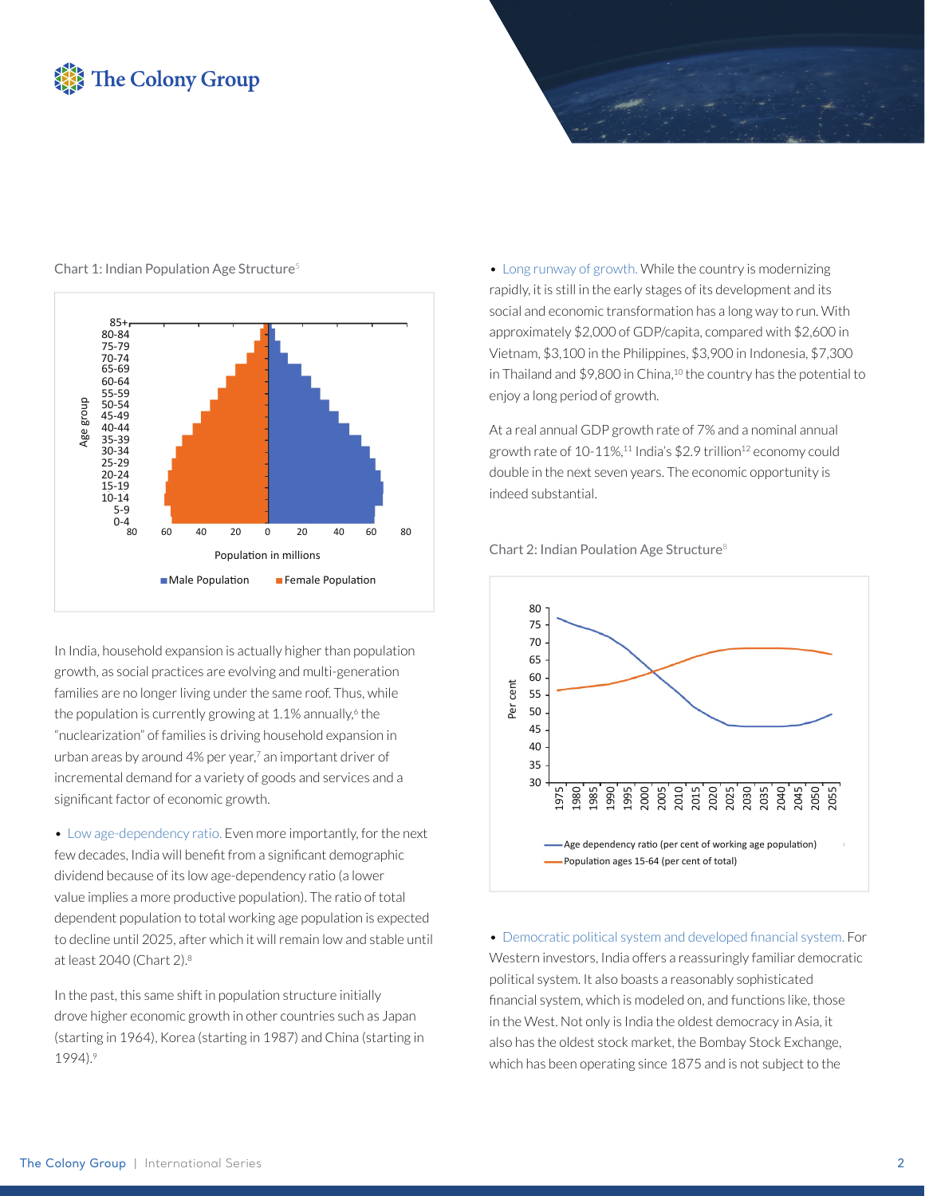Chart 1: Indian Population Age Structure[5]

In India, household expansion is actually higher than population growth, as social practices are evolving and multi-generation families are no longer living under the same roof. Thus, while the population is currently growing at 1.1% annually,[6] the "nuclearization" of families is driving household expansion in urban areas by around 4% per year,[7] an important driver of incremental demand for a variety of goods and services and a significant factor of economic growth.

- Low age-dependency ratio. Even more importantly, for the next few decades, India will benefit from a significant demographic dividend because of its low age-dependency ratio (a lower value implies a more productive population). The ratio of total dependent population to total working age population is expected to decline until 2025, after which it will remain low and stable until at least 2040 (Chart 2).[8]

In the past, this same shift in population structure initially drove higher economic growth in other countries such as Japan (starting in 1964), Korea (starting in 1987) and China (starting in 1994).[9]

- Long runway of growth. While the country is modernizing rapidly, it is still in the early stages of its development and its social and economic transformation has a long way to run. With approximately $2,000 of GDP/capita, compared with $2,600 in Vietnam, $3,100 in the Philippines, $3,900 in Indonesia, $7,300 in Thailand and $9,800 in China,[10] the country has the potential to enjoy a long period of growth.

At a real annual GDP growth rate of 7% and a nominal annual growth rate of 10-11%,[11] India's $2.9 trillion[12] economy could double in the next seven years. The economic opportunity is indeed substantial.

Chart 2: Indian Poulation Age Structure[8]

- Democratic political system and developed financial system. For Western investors, India offers a reassuringly familiar democratic political system. It also boasts a reasonably sophisticated financial system, which is modeled on, and functions like, those in the West. Not only is India the oldest democracy in Asia, it also has the oldest stock market, the Bombay Stock Exchange, which has been operating since 1875 and is not subject to the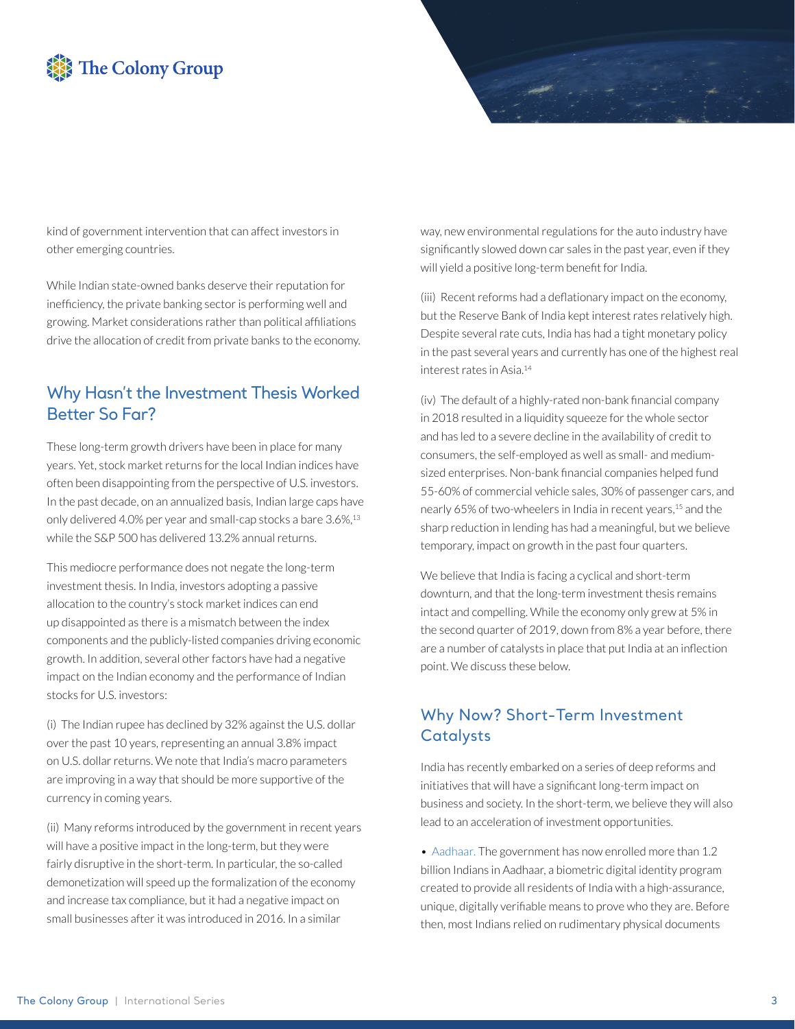kind of government intervention that can affect investors in other emerging countries.

While Indian state-owned banks deserve their reputation for inefficiency, the private banking sector is performing well and growing. Market considerations rather than political affiliations drive the allocation of credit from private banks to the economy.

## Why Hasn't the Investment Thesis Worked Better So Far?

These long-term growth drivers have been in place for many years. Yet, stock market returns for the local Indian indices have often been disappointing from the perspective of U.S. investors. In the past decade, on an annualized basis, Indian large caps have only delivered 4.0% per year and small-cap stocks a bare 3.6%,[13] while the S&P 500 has delivered 13.2% annual returns.

This mediocre performance does not negate the long-term investment thesis. In India, investors adopting a passive allocation to the country's stock market indices can end up disappointed as there is a mismatch between the index components and the publicly-listed companies driving economic growth. In addition, several other factors have had a negative impact on the Indian economy and the performance of Indian stocks for U.S. investors:

(i) The Indian rupee has declined by 32% against the U.S. dollar over the past 10 years, representing an annual 3.8% impact on U.S. dollar returns. We note that India's macro parameters are improving in a way that should be more supportive of the currency in coming years.

(ii) Many reforms introduced by the government in recent years will have a positive impact in the long-term, but they were fairly disruptive in the short-term. In particular, the so-called demonetization will speed up the formalization of the economy and increase tax compliance, but it had a negative impact on small businesses after it was introduced in 2016. In a similar way, new environmental regulations for the auto industry have significantly slowed down car sales in the past year, even if they will yield a positive long-term benefit for India.

(iii) Recent reforms had a deflationary impact on the economy, but the Reserve Bank of India kept interest rates relatively high. Despite several rate cuts, India has had a tight monetary policy in the past several years and currently has one of the highest real interest rates in Asia.[14]

(iv) The default of a highly-rated non-bank financial company in 2018 resulted in a liquidity squeeze for the whole sector and has led to a severe decline in the availability of credit to consumers, the self-employed as well as small- and medium-sized enterprises. Non-bank financial companies helped fund 55-60% of commercial vehicle sales, 30% of passenger cars, and nearly 65% of two-wheelers in India in recent years,[15] and the sharp reduction in lending has had a meaningful, but we believe temporary, impact on growth in the past four quarters.

We believe that India is facing a cyclical and short-term downturn, and that the long-term investment thesis remains intact and compelling. While the economy only grew at 5% in the second quarter of 2019, down from 8% a year before, there are a number of catalysts in place that put India at an inflection point. We discuss these below.

## Why Now? Short-Term Investment Catalysts

India has recently embarked on a series of deep reforms and initiatives that will have a significant long-term impact on business and society. In the short-term, we believe they will also lead to an acceleration of investment opportunities.

- Aadhaar. The government has now enrolled more than 1.2 billion Indians in Aadhaar, a biometric digital identity program created to provide all residents of India with a high-assurance, unique, digitally verifiable means to prove who they are. Before then, most Indians relied on rudimentary physical documents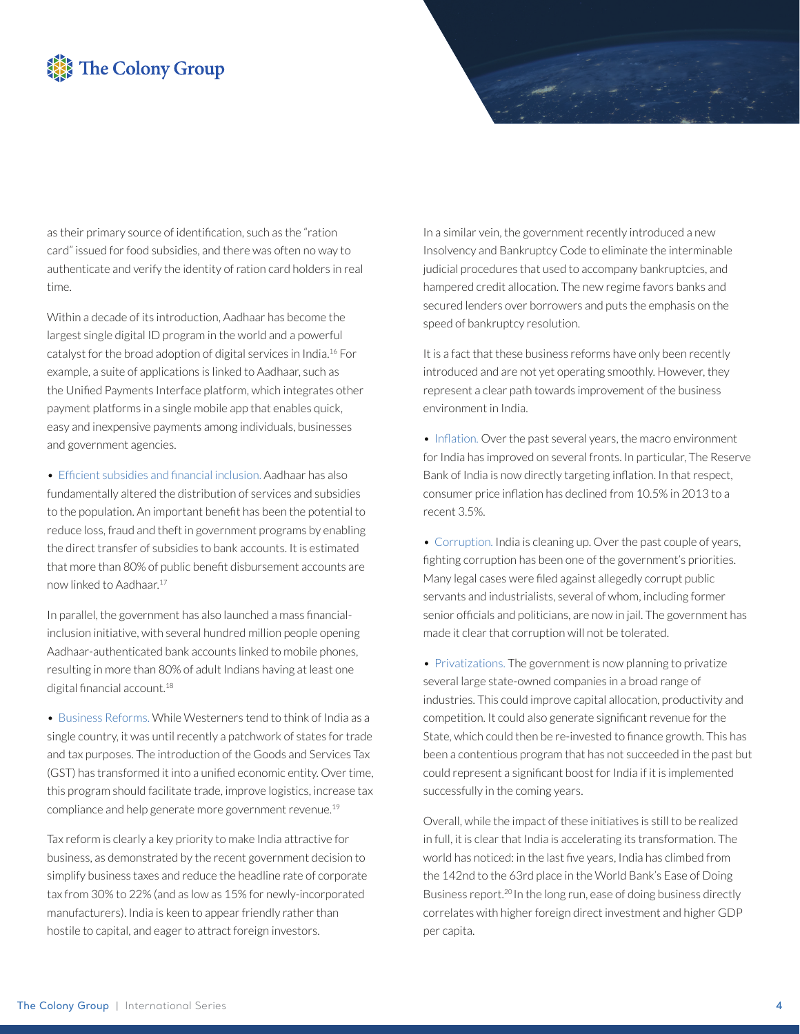as their primary source of identification, such as the "ration card" issued for food subsidies, and there was often no way to authenticate and verify the identity of ration card holders in real time.

Within a decade of its introduction, Aadhaar has become the largest single digital ID program in the world and a powerful catalyst for the broad adoption of digital services in India.[16] For example, a suite of applications is linked to Aadhaar, such as the Unified Payments Interface platform, which integrates other payment platforms in a single mobile app that enables quick, easy and inexpensive payments among individuals, businesses and government agencies.

- Efficient subsidies and financial inclusion. Aadhaar has also fundamentally altered the distribution of services and subsidies to the population. An important benefit has been the potential to reduce loss, fraud and theft in government programs by enabling the direct transfer of subsidies to bank accounts. It is estimated that more than 80% of public benefit disbursement accounts are now linked to Aadhaar.[17]

In parallel, the government has also launched a mass financial-inclusion initiative, with several hundred million people opening Aadhaar-authenticated bank accounts linked to mobile phones, resulting in more than 80% of adult Indians having at least one digital financial account.[18]

- Business Reforms. While Westerners tend to think of India as a single country, it was until recently a patchwork of states for trade and tax purposes. The introduction of the Goods and Services Tax (GST) has transformed it into a unified economic entity. Over time, this program should facilitate trade, improve logistics, increase tax compliance and help generate more government revenue.[19]

Tax reform is clearly a key priority to make India attractive for business, as demonstrated by the recent government decision to simplify business taxes and reduce the headline rate of corporate tax from 30% to 22% (and as low as 15% for newly-incorporated manufacturers). India is keen to appear friendly rather than hostile to capital, and eager to attract foreign investors.

In a similar vein, the government recently introduced a new Insolvency and Bankruptcy Code to eliminate the interminable judicial procedures that used to accompany bankruptcies, and hampered credit allocation. The new regime favors banks and secured lenders over borrowers and puts the emphasis on the speed of bankruptcy resolution.

It is a fact that these business reforms have only been recently introduced and are not yet operating smoothly. However, they represent a clear path towards improvement of the business environment in India.

- Inflation. Over the past several years, the macro environment for India has improved on several fronts. In particular, The Reserve Bank of India is now directly targeting inflation. In that respect, consumer price inflation has declined from 10.5% in 2013 to a recent 3.5%.

- Corruption. India is cleaning up. Over the past couple of years, fighting corruption has been one of the government's priorities. Many legal cases were filed against allegedly corrupt public servants and industrialists, several of whom, including former senior officials and politicians, are now in jail. The government has made it clear that corruption will not be tolerated.

- Privatizations. The government is now planning to privatize several large state-owned companies in a broad range of industries. This could improve capital allocation, productivity and competition. It could also generate significant revenue for the State, which could then be re-invested to finance growth. This has been a contentious program that has not succeeded in the past but could represent a significant boost for India if it is implemented successfully in the coming years.

Overall, while the impact of these initiatives is still to be realized in full, it is clear that India is accelerating its transformation. The world has noticed: in the last five years, India has climbed from the 142nd to the 63rd place in the World Bank's Ease of Doing Business report.[20] In the long run, ease of doing business directly correlates with higher foreign direct investment and higher GDP per capita.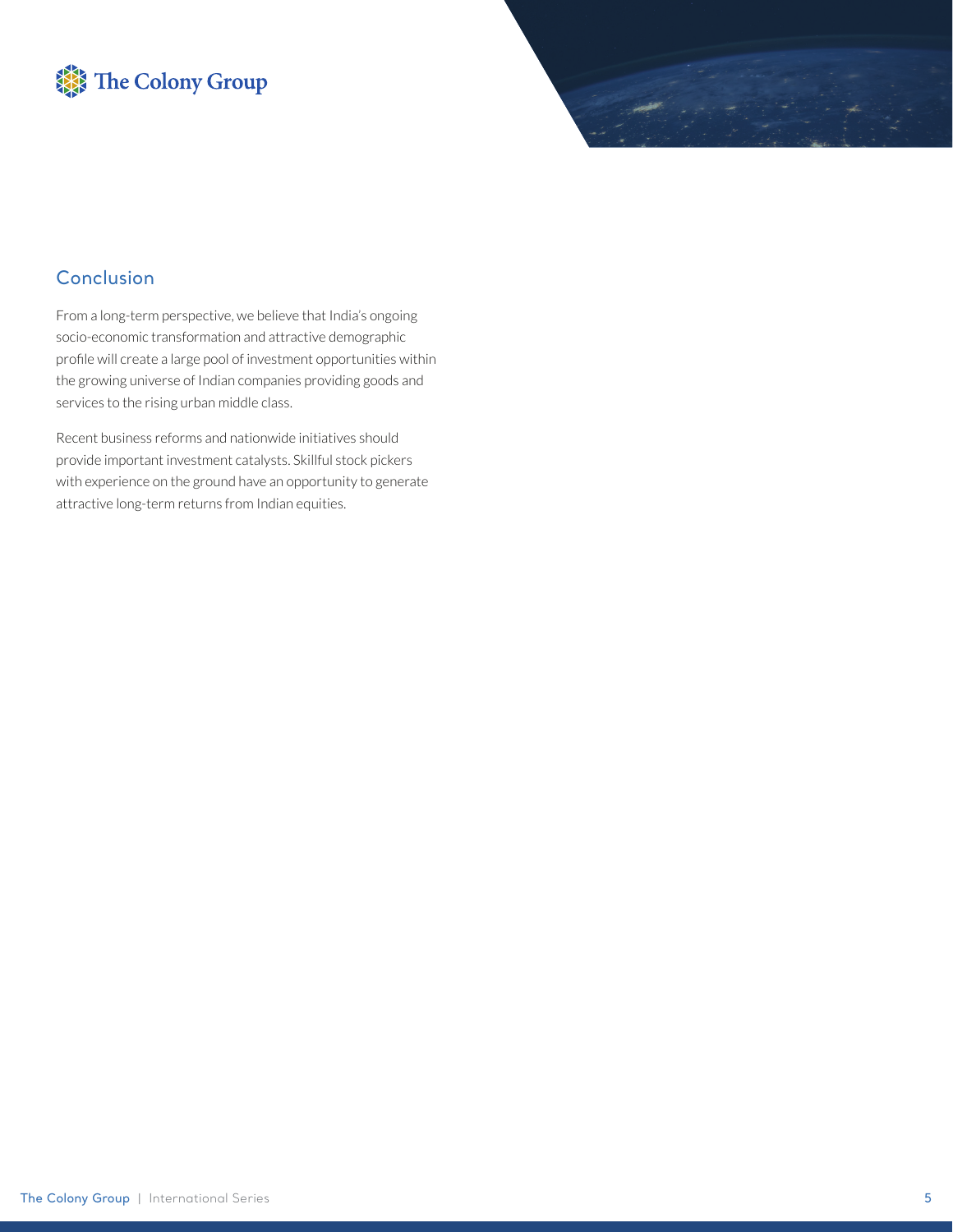## Conclusion

From a long-term perspective, we believe that India's ongoing socio-economic transformation and attractive demographic profile will create a large pool of investment opportunities within the growing universe of Indian companies providing goods and services to the rising urban middle class.

Recent business reforms and nationwide initiatives should provide important investment catalysts. Skillful stock pickers with experience on the ground have an opportunity to generate attractive long-term returns from Indian equities.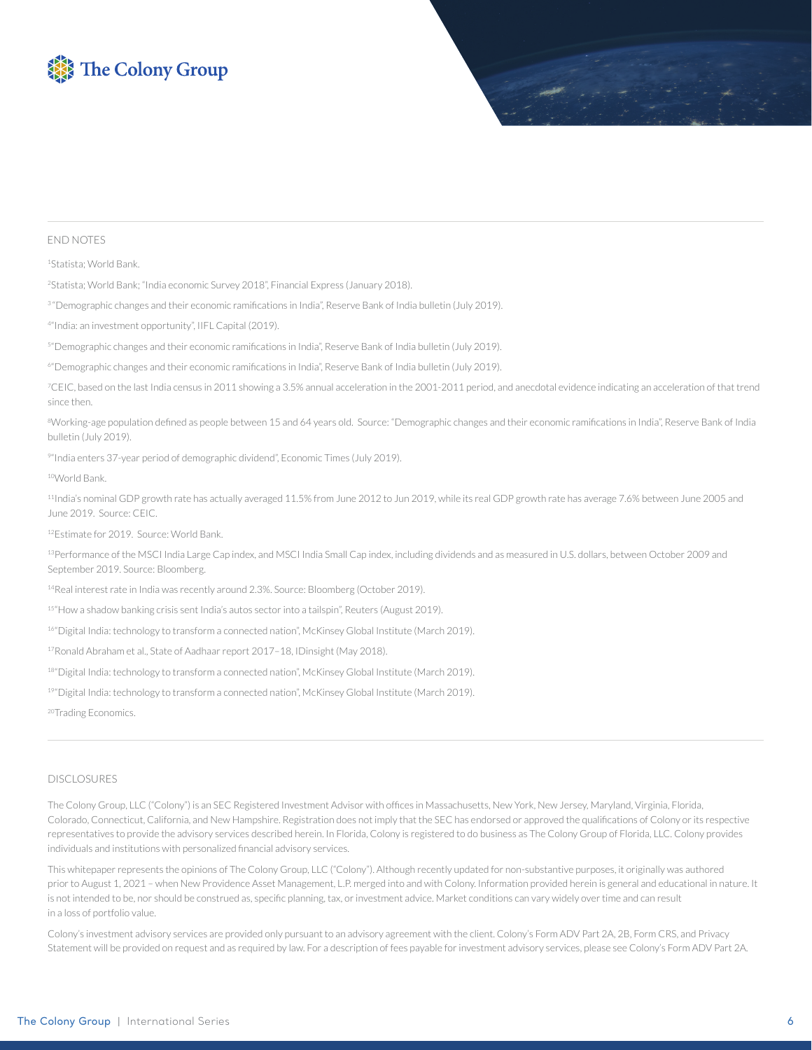## END NOTES

[1]Statista; World Bank.

[2]Statista; World Bank; "India economic Survey 2018", Financial Express (January 2018).

[3]"Demographic changes and their economic ramifications in India", Reserve Bank of India bulletin (July 2019).

[4]"India: an investment opportunity", IIFL Capital (2019).

[5]"Demographic changes and their economic ramifications in India", Reserve Bank of India bulletin (July 2019).

[6]"Demographic changes and their economic ramifications in India", Reserve Bank of India bulletin (July 2019).

[7]CEIC, based on the last India census in 2011 showing a 3.5% annual acceleration in the 2001-2011 period, and anecdotal evidence indicating an acceleration of that trend since then.

[8]Working-age population defined as people between 15 and 64 years old. Source: "Demographic changes and their economic ramifications in India", Reserve Bank of India bulletin (July 2019).

[9]"India enters 37-year period of demographic dividend", Economic Times (July 2019).

[10]World Bank.

[11]India's nominal GDP growth rate has actually averaged 11.5% from June 2012 to Jun 2019, while its real GDP growth rate has average 7.6% between June 2005 and June 2019. Source: CEIC.

[12]Estimate for 2019. Source: World Bank.

[13]Performance of the MSCI India Large Cap index, and MSCI India Small Cap index, including dividends and as measured in U.S. dollars, between October 2009 and September 2019. Source: Bloomberg.

[14]Real interest rate in India was recently around 2.3%. Source: Bloomberg (October 2019).

[15]"How a shadow banking crisis sent India's autos sector into a tailspin", Reuters (August 2019).

[16]"Digital India: technology to transform a connected nation", McKinsey Global Institute (March 2019).

[17]Ronald Abraham et al., State of Aadhaar report 2017–18, IDinsight (May 2018).

[18]"Digital India: technology to transform a connected nation", McKinsey Global Institute (March 2019).

[19]"Digital India: technology to transform a connected nation", McKinsey Global Institute (March 2019).

[20]Trading Economics.

## DISCLOSURES

The Colony Group, LLC ("Colony") is an SEC Registered Investment Advisor with offices in Massachusetts, New York, New Jersey, Maryland, Virginia, Florida, Colorado, Connecticut, California, and New Hampshire. Registration does not imply that the SEC has endorsed or approved the qualifications of Colony or its respective representatives to provide the advisory services described herein. In Florida, Colony is registered to do business as The Colony Group of Florida, LLC. Colony provides individuals and institutions with personalized financial advisory services.

This whitepaper represents the opinions of The Colony Group, LLC ("Colony"). Although recently updated for non-substantive purposes, it originally was authored prior to August 1, 2021 – when New Providence Asset Management, L.P. merged into and with Colony. Information provided herein is general and educational in nature. It is not intended to be, nor should be construed as, specific planning, tax, or investment advice. Market conditions can vary widely over time and can result in a loss of portfolio value.

Colony's investment advisory services are provided only pursuant to an advisory agreement with the client. Colony's Form ADV Part 2A, 2B, Form CRS, and Privacy Statement will be provided on request and as required by law. For a description of fees payable for investment advisory services, please see Colony's Form ADV Part 2A.